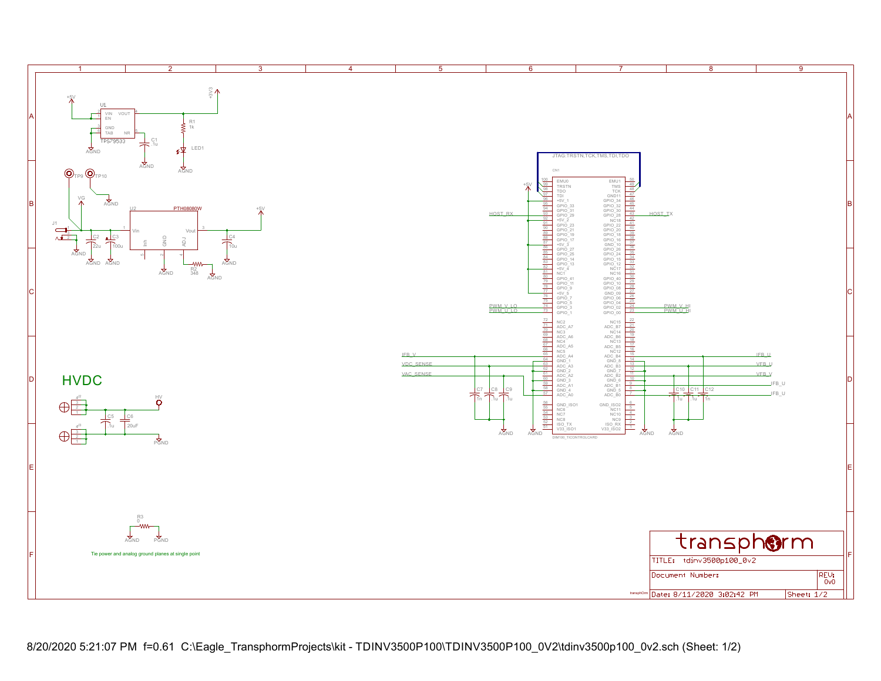# HVDC

Tie power and analog ground planes at single point

U1 TPS79533 — VIN, EN, GND, TAB, VOUT, NR

+5V, +3V3, R1 1k, LED1, C1 .1u, AGND

TP9, TP10, VG, J1, C2 22u, C3 100u, U2 PTH08080W (Vin, Inh, GND, ADJ, Vout), C4 10u, R2 348, +5V

JTAG:TRSTN,TCK,TMS,TDI,TDO

CN1 DIM100_TICONTROLCARD

| Pin | Name | Name | Pin |
|---|---|---|---|
| 100 | EMU0 | EMU1 | 50 |
| 99 | TRSTN | TMS | 49 |
| 98 | TDO | TCK | 48 |
| 97 | TDI | GND11 | 47 |
| 96 | +5V_1 | GPIO_34 | 46 |
| 95 | GPIO_33 | GPIO_32 | 45 |
| 94 | GPIO_31 | GPIO_30 | 44 |
| 93 | GPIO_29 | GPIO_28 | 43 |
| 92 | +5V_2 | NC18 | 42 |
| 91 | GPIO_23 | GPIO_22 | 41 |
| 90 | GPIO_21 | GPIO_20 | 40 |
| 89 | GPIO_19 | GPIO_18 | 39 |
| 88 | GPIO_17 | GPIO_16 | 38 |
| 87 | +5V_3 | GND_10 | 37 |
| 86 | GPIO_27 | GPIO_26 | 36 |
| 85 | GPIO_25 | GPIO_24 | 35 |
| 84 | GPIO_14 | GPIO_15 | 34 |
| 83 | GPIO_13 | GPIO_12 | 33 |
| 82 | +5V_4 | NC17 | 32 |
| 81 | NC1 | NC16 | 31 |
| 80 | GPIO_41 | GPIO_40 | 30 |
| 79 | GPIO_11 | GPIO_10 | 29 |
| 78 | GPIO_9 | GPIO_08 | 28 |
| 77 | +5V_5 | GND_09 | 27 |
| 76 | GPIO_7 | GPIO_06 | 26 |
| 75 | GPIO_5 | GPIO_04 | 25 |
| 74 | GPIO_3 | GPIO_02 | 24 |
| 73 | GPIO_1 | GPIO_00 | 23 |
| 72 | NC2 | NC15 | 22 |
| 71 | ADC_A7 | ADC_B7 | 21 |
| 70 | NC3 | NC14 | 20 |
| 69 | ADC_A6 | ADC_B6 | 19 |
| 68 | NC4 | NC13 | 18 |
| 67 | ADC_A5 | ADC_B5 | 17 |
| 66 | NC5 | NC12 | 16 |
| 65 | ADC_A4 | ADC_B4 | 15 |
| 64 | GND_1 | GND_8 | 14 |
| 63 | ADC_A3 | ADC_B3 | 13 |
| 62 | GND_2 | GND_7 | 12 |
| 61 | ADC_A2 | ADC_B2 | 11 |
| 60 | GND_3 | GND_6 | 10 |
| 59 | ADC_A1 | ADC_B1 | 9 |
| 58 | GND_4 | GND_5 | 8 |
| 57 | ADC_A0 | ADC_B0 | 7 |
| 56 | GND_ISO1 | GND_ISO2 | 6 |
| 55 | NC6 | NC11 | 5 |
| 54 | NC7 | NC10 | 4 |
| 53 | NC8 | NC9 | 3 |
| 52 | ISO_TX | ISO_RX | 2 |
| 51 | V33_ISO1 | V33_ISO2 | 1 |

Nets: HOST_RX, HOST_TX, PWM_V_LO, PWM_U_LO, PWM_V_HI, PWM_U_HI, IFB_V, VDC_SENSE, VAC_SENSE, IFB_U, VFB_U, VFB_V, IFB_U, IFB_U

C7 1n, C8 .1u, C9 .1u, C10 .1u, C11 .1u, C12 1n

HV, C5 .1u, C6 20uF, PGND

R3 0, AGND, PGND

transphorm

TITLE: tdinv3500p100_0v2

Document Number:

REV: 0v0

Date: 8/11/2020 3:02:42 PM

Sheet: 1/2

8/20/2020 5:21:07 PM f=0.61 C:\Eagle_TransphormProjects\kit - TDINV3500P100\TDINV3500P100_0V2\tdinv3500p100_0v2.sch (Sheet: 1/2)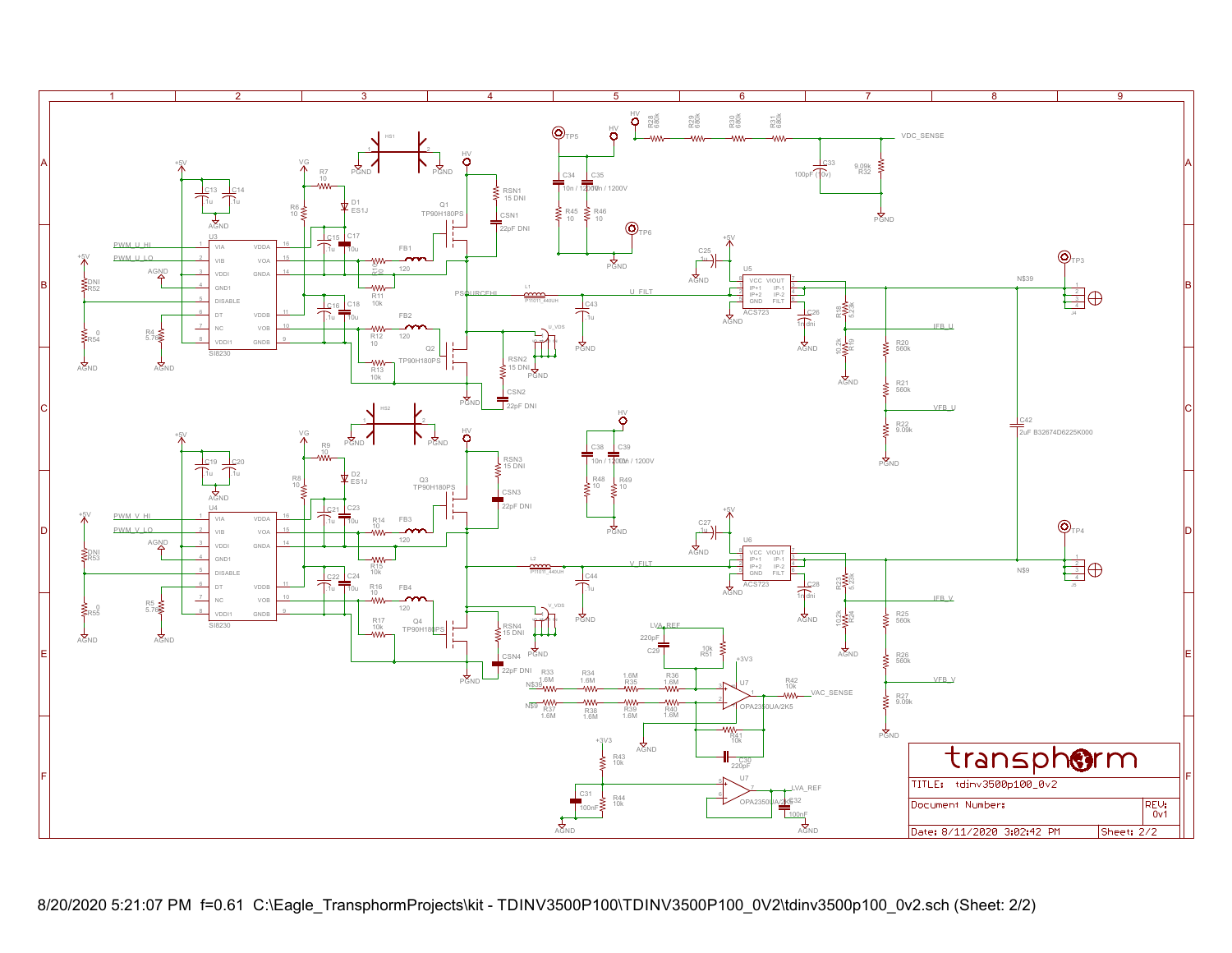TITLE: tdinv3500p100_0v2

Document Number:

REV: 0v1

Date: 8/11/2020 3:02:42 PM

Sheet: 2/2

8/20/2020 5:21:07 PM f=0.61 C:\Eagle_TransphormProjects\kit - TDINV3500P100\TDINV3500P100_0V2\tdinv3500p100_0v2.sch (Sheet: 2/2)